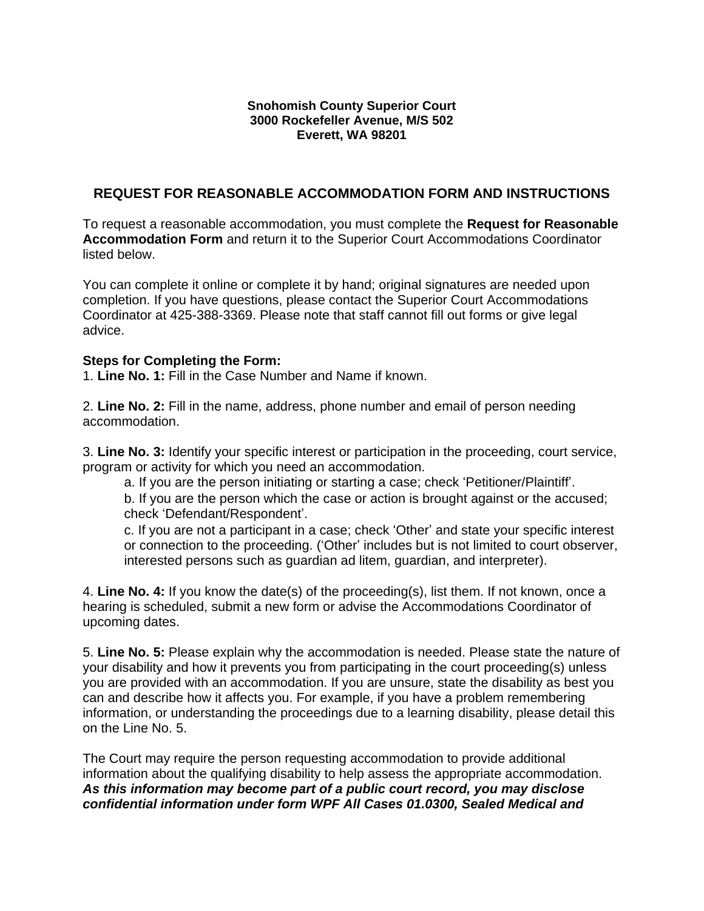**Snohomish County Superior Court**
**3000 Rockefeller Avenue, M/S 502**
**Everett, WA 98201**

## REQUEST FOR REASONABLE ACCOMMODATION FORM AND INSTRUCTIONS

To request a reasonable accommodation, you must complete the **Request for Reasonable Accommodation Form** and return it to the Superior Court Accommodations Coordinator listed below.

You can complete it online or complete it by hand; original signatures are needed upon completion. If you have questions, please contact the Superior Court Accommodations Coordinator at 425-388-3369. Please note that staff cannot fill out forms or give legal advice.

**Steps for Completing the Form:**

1. **Line No. 1:** Fill in the Case Number and Name if known.

2. **Line No. 2:** Fill in the name, address, phone number and email of person needing accommodation.

3. **Line No. 3:** Identify your specific interest or participation in the proceeding, court service, program or activity for which you need an accommodation.
   a. If you are the person initiating or starting a case; check 'Petitioner/Plaintiff'.
   b. If you are the person which the case or action is brought against or the accused; check 'Defendant/Respondent'.
   c. If you are not a participant in a case; check 'Other' and state your specific interest or connection to the proceeding. ('Other' includes but is not limited to court observer, interested persons such as guardian ad litem, guardian, and interpreter).

4. **Line No. 4:** If you know the date(s) of the proceeding(s), list them. If not known, once a hearing is scheduled, submit a new form or advise the Accommodations Coordinator of upcoming dates.

5. **Line No. 5:** Please explain why the accommodation is needed. Please state the nature of your disability and how it prevents you from participating in the court proceeding(s) unless you are provided with an accommodation. If you are unsure, state the disability as best you can and describe how it affects you. For example, if you have a problem remembering information, or understanding the proceedings due to a learning disability, please detail this on the Line No. 5.

The Court may require the person requesting accommodation to provide additional information about the qualifying disability to help assess the appropriate accommodation. ***As this information may become part of a public court record, you may disclose confidential information under form WPF All Cases 01.0300, Sealed Medical and***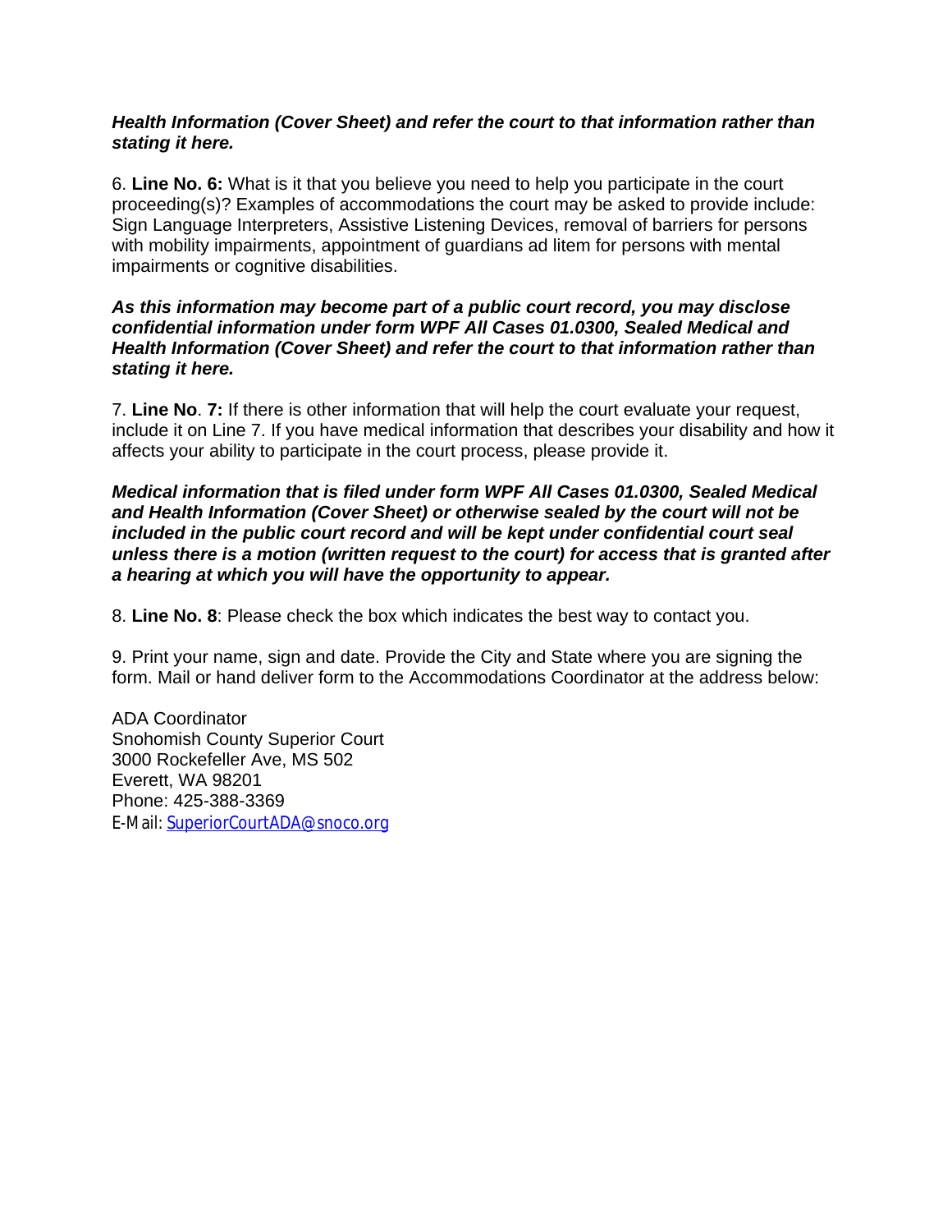***Health Information (Cover Sheet) and refer the court to that information rather than stating it here.***

6. **Line No. 6:** What is it that you believe you need to help you participate in the court proceeding(s)? Examples of accommodations the court may be asked to provide include: Sign Language Interpreters, Assistive Listening Devices, removal of barriers for persons with mobility impairments, appointment of guardians ad litem for persons with mental impairments or cognitive disabilities.

***As this information may become part of a public court record, you may disclose confidential information under form WPF All Cases 01.0300, Sealed Medical and Health Information (Cover Sheet) and refer the court to that information rather than stating it here.***

7. **Line No**. **7:** If there is other information that will help the court evaluate your request, include it on Line 7. If you have medical information that describes your disability and how it affects your ability to participate in the court process, please provide it.

***Medical information that is filed under form WPF All Cases 01.0300, Sealed Medical and Health Information (Cover Sheet) or otherwise sealed by the court will not be included in the public court record and will be kept under confidential court seal unless there is a motion (written request to the court) for access that is granted after a hearing at which you will have the opportunity to appear.***

8. **Line No. 8**: Please check the box which indicates the best way to contact you.

9. Print your name, sign and date. Provide the City and State where you are signing the form. Mail or hand deliver form to the Accommodations Coordinator at the address below:

ADA Coordinator
Snohomish County Superior Court
3000 Rockefeller Ave, MS 502
Everett, WA 98201
Phone: 425-388-3369
E-Mail: SuperiorCourtADA@snoco.org